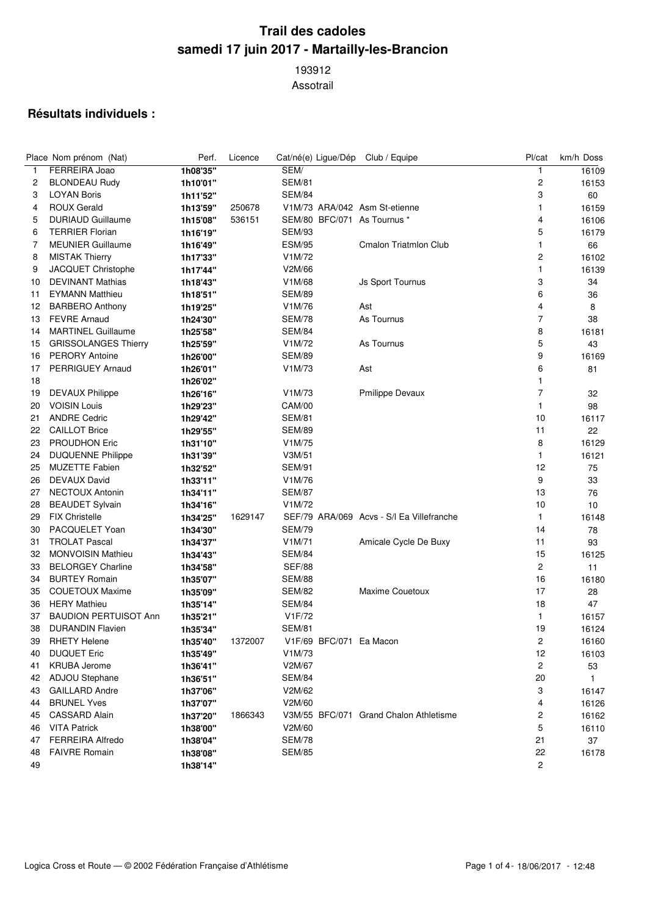# Trail des cadoles
## samedi 17 juin 2017 - Martailly-les-Brancion

193912

Assotrail

### Résultats individuels :

| Place | Nom prénom (Nat) | Perf. | Licence | Cat/né(e) | Ligue/Dép | Club / Equipe | Pl/cat | km/h | Doss |
|---|---|---|---|---|---|---|---|---|---|
| 1 | FERREIRA Joao | **1h08'35''** | | SEM/ | | | 1 | | 16109 |
| 2 | BLONDEAU Rudy | **1h10'01''** | | SEM/81 | | | 2 | | 16153 |
| 3 | LOYAN Boris | **1h11'52''** | | SEM/84 | | | 3 | | 60 |
| 4 | ROUX Gerald | **1h13'59''** | 250678 | V1M/73 | ARA/042 | Asm St-etienne | 1 | | 16159 |
| 5 | DURIAUD Guillaume | **1h15'08''** | 536151 | SEM/80 | BFC/071 | As Tournus * | 4 | | 16106 |
| 6 | TERRIER Florian | **1h16'19''** | | SEM/93 | | | 5 | | 16179 |
| 7 | MEUNIER Guillaume | **1h16'49''** | | ESM/95 | | Cmalon Triatmlon Club | 1 | | 66 |
| 8 | MISTAK Thierry | **1h17'33''** | | V1M/72 | | | 2 | | 16102 |
| 9 | JACQUET Christophe | **1h17'44''** | | V2M/66 | | | 1 | | 16139 |
| 10 | DEVINANT Mathias | **1h18'43''** | | V1M/68 | | Js Sport Tournus | 3 | | 34 |
| 11 | EYMANN Matthieu | **1h18'51''** | | SEM/89 | | | 6 | | 36 |
| 12 | BARBERO Anthony | **1h19'25''** | | V1M/76 | | Ast | 4 | | 8 |
| 13 | FEVRE Arnaud | **1h24'30''** | | SEM/78 | | As Tournus | 7 | | 38 |
| 14 | MARTINEL Guillaume | **1h25'58''** | | SEM/84 | | | 8 | | 16181 |
| 15 | GRISSOLANGES Thierry | **1h25'59''** | | V1M/72 | | As Tournus | 5 | | 43 |
| 16 | PERORY Antoine | **1h26'00''** | | SEM/89 | | | 9 | | 16169 |
| 17 | PERRIGUEY Arnaud | **1h26'01''** | | V1M/73 | | Ast | 6 | | 81 |
| 18 | | **1h26'02''** | | | | | 1 | | |
| 19 | DEVAUX Philippe | **1h26'16''** | | V1M/73 | | Pmilippe Devaux | 7 | | 32 |
| 20 | VOISIN Louis | **1h29'23''** | | CAM/00 | | | 1 | | 98 |
| 21 | ANDRE Cedric | **1h29'42''** | | SEM/81 | | | 10 | | 16117 |
| 22 | CAILLOT Brice | **1h29'55''** | | SEM/89 | | | 11 | | 22 |
| 23 | PROUDHON Eric | **1h31'10''** | | V1M/75 | | | 8 | | 16129 |
| 24 | DUQUENNE Philippe | **1h31'39''** | | V3M/51 | | | 1 | | 16121 |
| 25 | MUZETTE Fabien | **1h32'52''** | | SEM/91 | | | 12 | | 75 |
| 26 | DEVAUX David | **1h33'11''** | | V1M/76 | | | 9 | | 33 |
| 27 | NECTOUX Antonin | **1h34'11''** | | SEM/87 | | | 13 | | 76 |
| 28 | BEAUDET Sylvain | **1h34'16''** | | V1M/72 | | | 10 | | 10 |
| 29 | FIX Christelle | **1h34'25''** | 1629147 | SEF/79 | ARA/069 | Acvs - S/l Ea Villefranche | 1 | | 16148 |
| 30 | PACQUELET Yoan | **1h34'30''** | | SEM/79 | | | 14 | | 78 |
| 31 | TROLAT Pascal | **1h34'37''** | | V1M/71 | | Amicale Cycle De Buxy | 11 | | 93 |
| 32 | MONVOISIN Mathieu | **1h34'43''** | | SEM/84 | | | 15 | | 16125 |
| 33 | BELORGEY Charline | **1h34'58''** | | SEF/88 | | | 2 | | 11 |
| 34 | BURTEY Romain | **1h35'07''** | | SEM/88 | | | 16 | | 16180 |
| 35 | COUETOUX Maxime | **1h35'09''** | | SEM/82 | | Maxime Couetoux | 17 | | 28 |
| 36 | HERY Mathieu | **1h35'14''** | | SEM/84 | | | 18 | | 47 |
| 37 | BAUDION PERTUISOT Ann | **1h35'21''** | | V1F/72 | | | 1 | | 16157 |
| 38 | DURANDIN Flavien | **1h35'34''** | | SEM/81 | | | 19 | | 16124 |
| 39 | RHETY Helene | **1h35'40''** | 1372007 | V1F/69 | BFC/071 | Ea Macon | 2 | | 16160 |
| 40 | DUQUET Eric | **1h35'49''** | | V1M/73 | | | 12 | | 16103 |
| 41 | KRUBA Jerome | **1h36'41''** | | V2M/67 | | | 2 | | 53 |
| 42 | ADJOU Stephane | **1h36'51''** | | SEM/84 | | | 20 | | 1 |
| 43 | GAILLARD Andre | **1h37'06''** | | V2M/62 | | | 3 | | 16147 |
| 44 | BRUNEL Yves | **1h37'07''** | | V2M/60 | | | 4 | | 16126 |
| 45 | CASSARD Alain | **1h37'20''** | 1866343 | V3M/55 | BFC/071 | Grand Chalon Athletisme | 2 | | 16162 |
| 46 | VITA Patrick | **1h38'00''** | | V2M/60 | | | 5 | | 16110 |
| 47 | FERREIRA Alfredo | **1h38'04''** | | SEM/78 | | | 21 | | 37 |
| 48 | FAIVRE Romain | **1h38'08''** | | SEM/85 | | | 22 | | 16178 |
| 49 | | **1h38'14''** | | | | | 2 | | |

Logica Cross et Route — © 2002 Fédération Française d'Athlétisme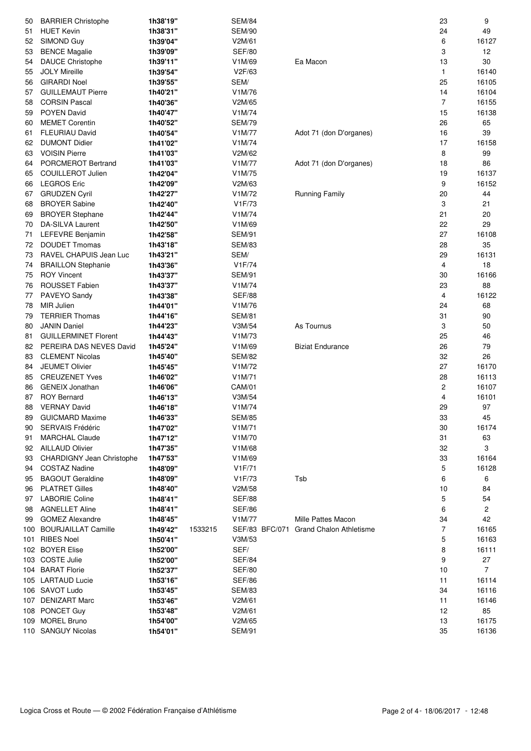| | | | | | | | | |
|---|---|---|---|---|---|---|---|---|
| 50 | BARRIER Christophe | 1h38'19" | | SEM/84 | | | 23 | 9 |
| 51 | HUET Kevin | 1h38'31" | | SEM/90 | | | 24 | 49 |
| 52 | SIMOND Guy | 1h39'04" | | V2M/61 | | | 6 | 16127 |
| 53 | BENCE Magalie | 1h39'09" | | SEF/80 | | | 3 | 12 |
| 54 | DAUCE Christophe | 1h39'11" | | V1M/69 | | Ea Macon | 13 | 30 |
| 55 | JOLY Mireille | 1h39'54" | | V2F/63 | | | 1 | 16140 |
| 56 | GIRARDI Noel | 1h39'55" | | SEM/ | | | 25 | 16105 |
| 57 | GUILLEMAUT Pierre | 1h40'21" | | V1M/76 | | | 14 | 16104 |
| 58 | CORSIN Pascal | 1h40'36" | | V2M/65 | | | 7 | 16155 |
| 59 | POYEN David | 1h40'47" | | V1M/74 | | | 15 | 16138 |
| 60 | MEMET Corentin | 1h40'52" | | SEM/79 | | | 26 | 65 |
| 61 | FLEURIAU David | 1h40'54" | | V1M/77 | | Adot 71 (don D'organes) | 16 | 39 |
| 62 | DUMONT Didier | 1h41'02" | | V1M/74 | | | 17 | 16158 |
| 63 | VOISIN Pierre | 1h41'03" | | V2M/62 | | | 8 | 99 |
| 64 | PORCMEROT Bertrand | 1h41'03" | | V1M/77 | | Adot 71 (don D'organes) | 18 | 86 |
| 65 | COUILLEROT Julien | 1h42'04" | | V1M/75 | | | 19 | 16137 |
| 66 | LEGROS Eric | 1h42'09" | | V2M/63 | | | 9 | 16152 |
| 67 | GRUDZEN Cyril | 1h42'27" | | V1M/72 | | Running Family | 20 | 44 |
| 68 | BROYER Sabine | 1h42'40" | | V1F/73 | | | 3 | 21 |
| 69 | BROYER Stephane | 1h42'44" | | V1M/74 | | | 21 | 20 |
| 70 | DA-SILVA Laurent | 1h42'50" | | V1M/69 | | | 22 | 29 |
| 71 | LEFEVRE Benjamin | 1h42'58" | | SEM/91 | | | 27 | 16108 |
| 72 | DOUDET Tmomas | 1h43'18" | | SEM/83 | | | 28 | 35 |
| 73 | RAVEL CHAPUIS Jean Luc | 1h43'21" | | SEM/ | | | 29 | 16131 |
| 74 | BRAILLON Stephanie | 1h43'36" | | V1F/74 | | | 4 | 18 |
| 75 | ROY Vincent | 1h43'37" | | SEM/91 | | | 30 | 16166 |
| 76 | ROUSSET Fabien | 1h43'37" | | V1M/74 | | | 23 | 88 |
| 77 | PAVEYO Sandy | 1h43'38" | | SEF/88 | | | 4 | 16122 |
| 78 | MIR Julien | 1h44'01" | | V1M/76 | | | 24 | 68 |
| 79 | TERRIER Thomas | 1h44'16" | | SEM/81 | | | 31 | 90 |
| 80 | JANIN Daniel | 1h44'23" | | V3M/54 | | As Tournus | 3 | 50 |
| 81 | GUILLERMINET Florent | 1h44'43" | | V1M/73 | | | 25 | 46 |
| 82 | PEREIRA DAS NEVES David | 1h45'24" | | V1M/69 | | Biziat Endurance | 26 | 79 |
| 83 | CLEMENT Nicolas | 1h45'40" | | SEM/82 | | | 32 | 26 |
| 84 | JEUMET Olivier | 1h45'45" | | V1M/72 | | | 27 | 16170 |
| 85 | CREUZENET Yves | 1h46'02" | | V1M/71 | | | 28 | 16113 |
| 86 | GENEIX Jonathan | 1h46'06" | | CAM/01 | | | 2 | 16107 |
| 87 | ROY Bernard | 1h46'13" | | V3M/54 | | | 4 | 16101 |
| 88 | VERNAY David | 1h46'18" | | V1M/74 | | | 29 | 97 |
| 89 | GUICMARD Maxime | 1h46'33" | | SEM/85 | | | 33 | 45 |
| 90 | SERVAIS Frédéric | 1h47'02" | | V1M/71 | | | 30 | 16174 |
| 91 | MARCHAL Claude | 1h47'12" | | V1M/70 | | | 31 | 63 |
| 92 | AILLAUD Olivier | 1h47'35" | | V1M/68 | | | 32 | 3 |
| 93 | CHARDIGNY Jean Christophe | 1h47'53" | | V1M/69 | | | 33 | 16164 |
| 94 | COSTAZ Nadine | 1h48'09" | | V1F/71 | | | 5 | 16128 |
| 95 | BAGOUT Geraldine | 1h48'09" | | V1F/73 | | Tsb | 6 | 6 |
| 96 | PLATRET Gilles | 1h48'40" | | V2M/58 | | | 10 | 84 |
| 97 | LABORIE Coline | 1h48'41" | | SEF/88 | | | 5 | 54 |
| 98 | AGNELLET Aline | 1h48'41" | | SEF/86 | | | 6 | 2 |
| 99 | GOMEZ Alexandre | 1h48'45" | | V1M/77 | | Mille Pattes Macon | 34 | 42 |
| 100 | BOURJAILLAT Camille | 1h49'42" | 1533215 | SEF/83 | BFC/071 | Grand Chalon Athletisme | 7 | 16165 |
| 101 | RIBES Noel | 1h50'41" | | V3M/53 | | | 5 | 16163 |
| 102 | BOYER Elise | 1h52'00" | | SEF/ | | | 8 | 16111 |
| 103 | COSTE Julie | 1h52'00" | | SEF/84 | | | 9 | 27 |
| 104 | BARAT Florie | 1h52'37" | | SEF/80 | | | 10 | 7 |
| 105 | LARTAUD Lucie | 1h53'16" | | SEF/86 | | | 11 | 16114 |
| 106 | SAVOT Ludo | 1h53'45" | | SEM/83 | | | 34 | 16116 |
| 107 | DENIZART Marc | 1h53'46" | | V2M/61 | | | 11 | 16146 |
| 108 | PONCET Guy | 1h53'48" | | V2M/61 | | | 12 | 85 |
| 109 | MOREL Bruno | 1h54'00" | | V2M/65 | | | 13 | 16175 |
| 110 | SANGUY Nicolas | 1h54'01" | | SEM/91 | | | 35 | 16136 |

Logica Cross et Route — © 2002 Fédération Française d'Athlétisme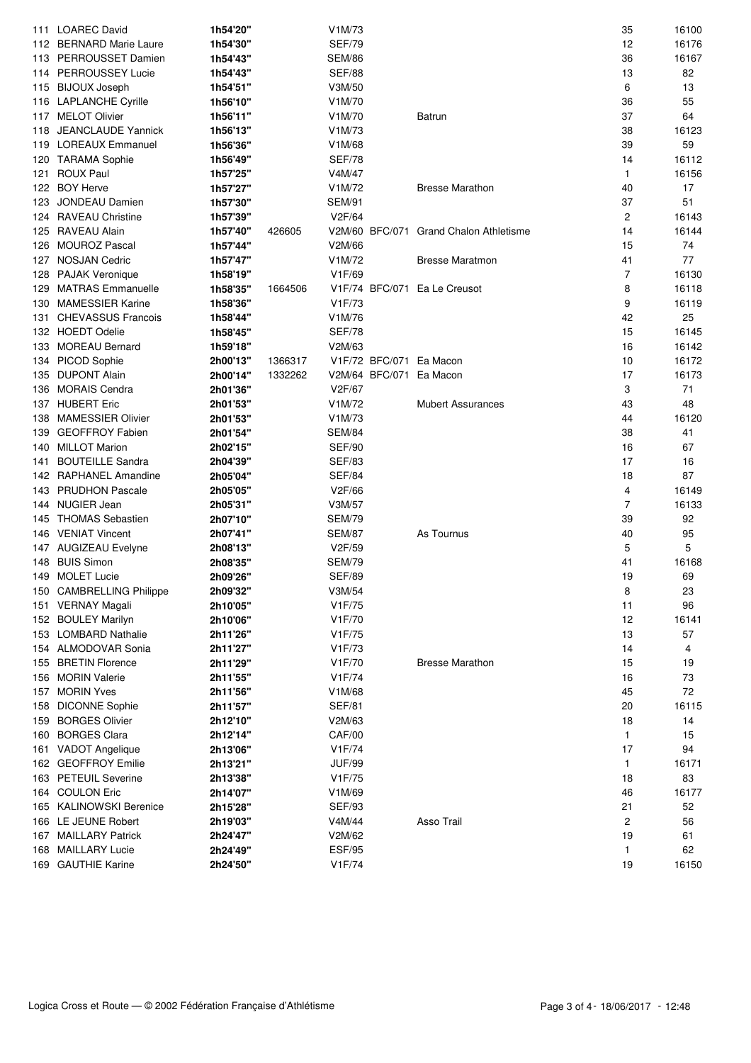| | | | | | | | | |
|---|---|---|---|---|---|---|---|---|
| 111 | LOAREC David | 1h54'20" | | V1M/73 | | | 35 | 16100 |
| 112 | BERNARD Marie Laure | 1h54'30" | | SEF/79 | | | 12 | 16176 |
| 113 | PERROUSSET Damien | 1h54'43" | | SEM/86 | | | 36 | 16167 |
| 114 | PERROUSSEY Lucie | 1h54'43" | | SEF/88 | | | 13 | 82 |
| 115 | BIJOUX Joseph | 1h54'51" | | V3M/50 | | | 6 | 13 |
| 116 | LAPLANCHE Cyrille | 1h56'10" | | V1M/70 | | | 36 | 55 |
| 117 | MELOT Olivier | 1h56'11" | | V1M/70 | | Batrun | 37 | 64 |
| 118 | JEANCLAUDE Yannick | 1h56'13" | | V1M/73 | | | 38 | 16123 |
| 119 | LOREAUX Emmanuel | 1h56'36" | | V1M/68 | | | 39 | 59 |
| 120 | TARAMA Sophie | 1h56'49" | | SEF/78 | | | 14 | 16112 |
| 121 | ROUX Paul | 1h57'25" | | V4M/47 | | | 1 | 16156 |
| 122 | BOY Herve | 1h57'27" | | V1M/72 | | Bresse Marathon | 40 | 17 |
| 123 | JONDEAU Damien | 1h57'30" | | SEM/91 | | | 37 | 51 |
| 124 | RAVEAU Christine | 1h57'39" | | V2F/64 | | | 2 | 16143 |
| 125 | RAVEAU Alain | 1h57'40" | 426605 | V2M/60 | BFC/071 | Grand Chalon Athletisme | 14 | 16144 |
| 126 | MOUROZ Pascal | 1h57'44" | | V2M/66 | | | 15 | 74 |
| 127 | NOSJAN Cedric | 1h57'47" | | V1M/72 | | Bresse Maratmon | 41 | 77 |
| 128 | PAJAK Veronique | 1h58'19" | | V1F/69 | | | 7 | 16130 |
| 129 | MATRAS Emmanuelle | 1h58'35" | 1664506 | V1F/74 | BFC/071 | Ea Le Creusot | 8 | 16118 |
| 130 | MAMESSIER Karine | 1h58'36" | | V1F/73 | | | 9 | 16119 |
| 131 | CHEVASSUS Francois | 1h58'44" | | V1M/76 | | | 42 | 25 |
| 132 | HOEDT Odelie | 1h58'45" | | SEF/78 | | | 15 | 16145 |
| 133 | MOREAU Bernard | 1h59'18" | | V2M/63 | | | 16 | 16142 |
| 134 | PICOD Sophie | 2h00'13" | 1366317 | V1F/72 | BFC/071 | Ea Macon | 10 | 16172 |
| 135 | DUPONT Alain | 2h00'14" | 1332262 | V2M/64 | BFC/071 | Ea Macon | 17 | 16173 |
| 136 | MORAIS Cendra | 2h01'36" | | V2F/67 | | | 3 | 71 |
| 137 | HUBERT Eric | 2h01'53" | | V1M/72 | | Mubert Assurances | 43 | 48 |
| 138 | MAMESSIER Olivier | 2h01'53" | | V1M/73 | | | 44 | 16120 |
| 139 | GEOFFROY Fabien | 2h01'54" | | SEM/84 | | | 38 | 41 |
| 140 | MILLOT Marion | 2h02'15" | | SEF/90 | | | 16 | 67 |
| 141 | BOUTEILLE Sandra | 2h04'39" | | SEF/83 | | | 17 | 16 |
| 142 | RAPHANEL Amandine | 2h05'04" | | SEF/84 | | | 18 | 87 |
| 143 | PRUDHON Pascale | 2h05'05" | | V2F/66 | | | 4 | 16149 |
| 144 | NUGIER Jean | 2h05'31" | | V3M/57 | | | 7 | 16133 |
| 145 | THOMAS Sebastien | 2h07'10" | | SEM/79 | | | 39 | 92 |
| 146 | VENIAT Vincent | 2h07'41" | | SEM/87 | | As Tournus | 40 | 95 |
| 147 | AUGIZEAU Evelyne | 2h08'13" | | V2F/59 | | | 5 | 5 |
| 148 | BUIS Simon | 2h08'35" | | SEM/79 | | | 41 | 16168 |
| 149 | MOLET Lucie | 2h09'26" | | SEF/89 | | | 19 | 69 |
| 150 | CAMBRELLING Philippe | 2h09'32" | | V3M/54 | | | 8 | 23 |
| 151 | VERNAY Magali | 2h10'05" | | V1F/75 | | | 11 | 96 |
| 152 | BOULEY Marilyn | 2h10'06" | | V1F/70 | | | 12 | 16141 |
| 153 | LOMBARD Nathalie | 2h11'26" | | V1F/75 | | | 13 | 57 |
| 154 | ALMODOVAR Sonia | 2h11'27" | | V1F/73 | | | 14 | 4 |
| 155 | BRETIN Florence | 2h11'29" | | V1F/70 | | Bresse Marathon | 15 | 19 |
| 156 | MORIN Valerie | 2h11'55" | | V1F/74 | | | 16 | 73 |
| 157 | MORIN Yves | 2h11'56" | | V1M/68 | | | 45 | 72 |
| 158 | DICONNE Sophie | 2h11'57" | | SEF/81 | | | 20 | 16115 |
| 159 | BORGES Olivier | 2h12'10" | | V2M/63 | | | 18 | 14 |
| 160 | BORGES Clara | 2h12'14" | | CAF/00 | | | 1 | 15 |
| 161 | VADOT Angelique | 2h13'06" | | V1F/74 | | | 17 | 94 |
| 162 | GEOFFROY Emilie | 2h13'21" | | JUF/99 | | | 1 | 16171 |
| 163 | PETEUIL Severine | 2h13'38" | | V1F/75 | | | 18 | 83 |
| 164 | COULON Eric | 2h14'07" | | V1M/69 | | | 46 | 16177 |
| 165 | KALINOWSKI Berenice | 2h15'28" | | SEF/93 | | | 21 | 52 |
| 166 | LE JEUNE Robert | 2h19'03" | | V4M/44 | | Asso Trail | 2 | 56 |
| 167 | MAILLARY Patrick | 2h24'47" | | V2M/62 | | | 19 | 61 |
| 168 | MAILLARY Lucie | 2h24'49" | | ESF/95 | | | 1 | 62 |
| 169 | GAUTHIE Karine | 2h24'50" | | V1F/74 | | | 19 | 16150 |

Logica Cross et Route — © 2002 Fédération Française d'Athlétisme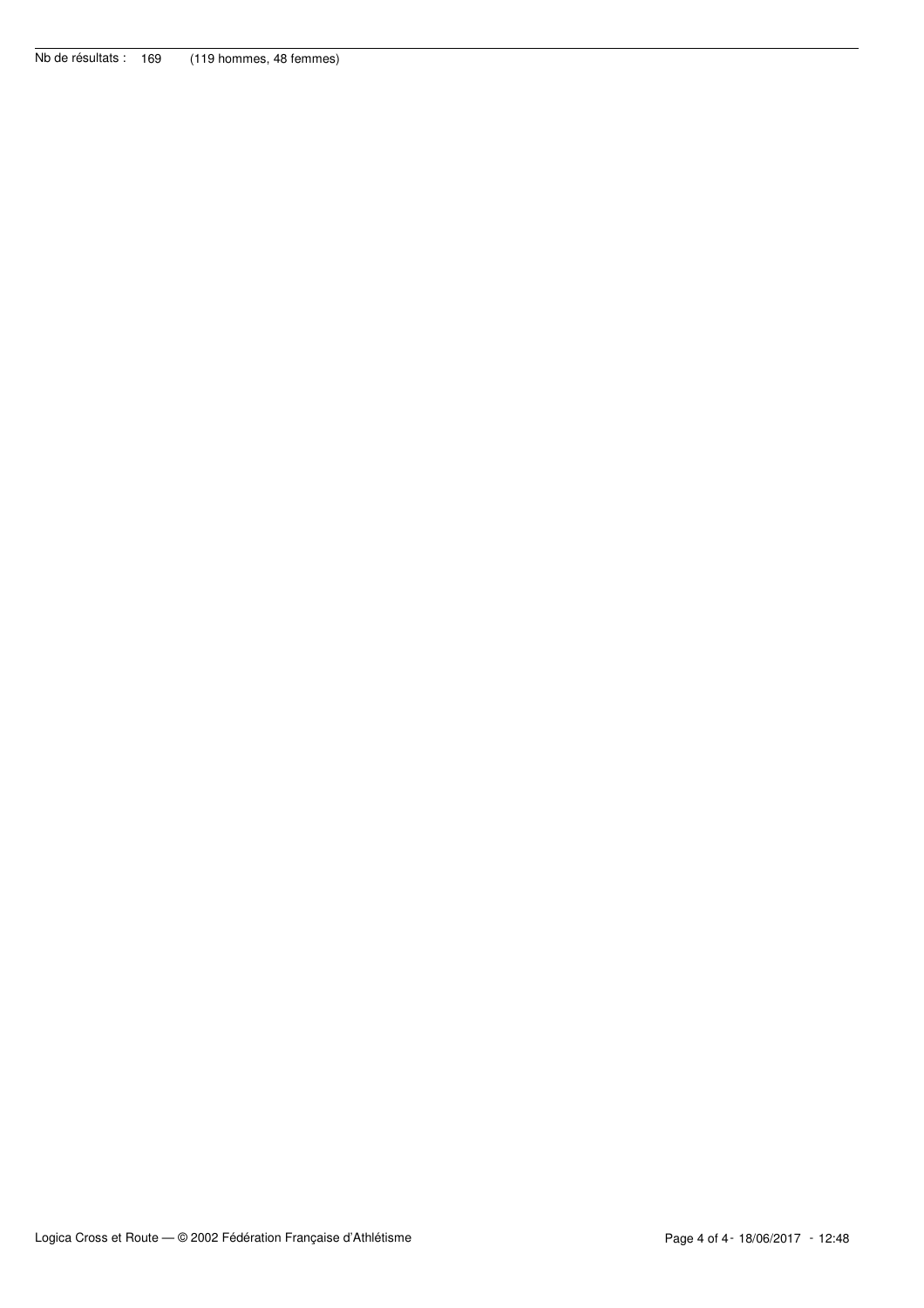Nb de résultats : 169 (119 hommes, 48 femmes)